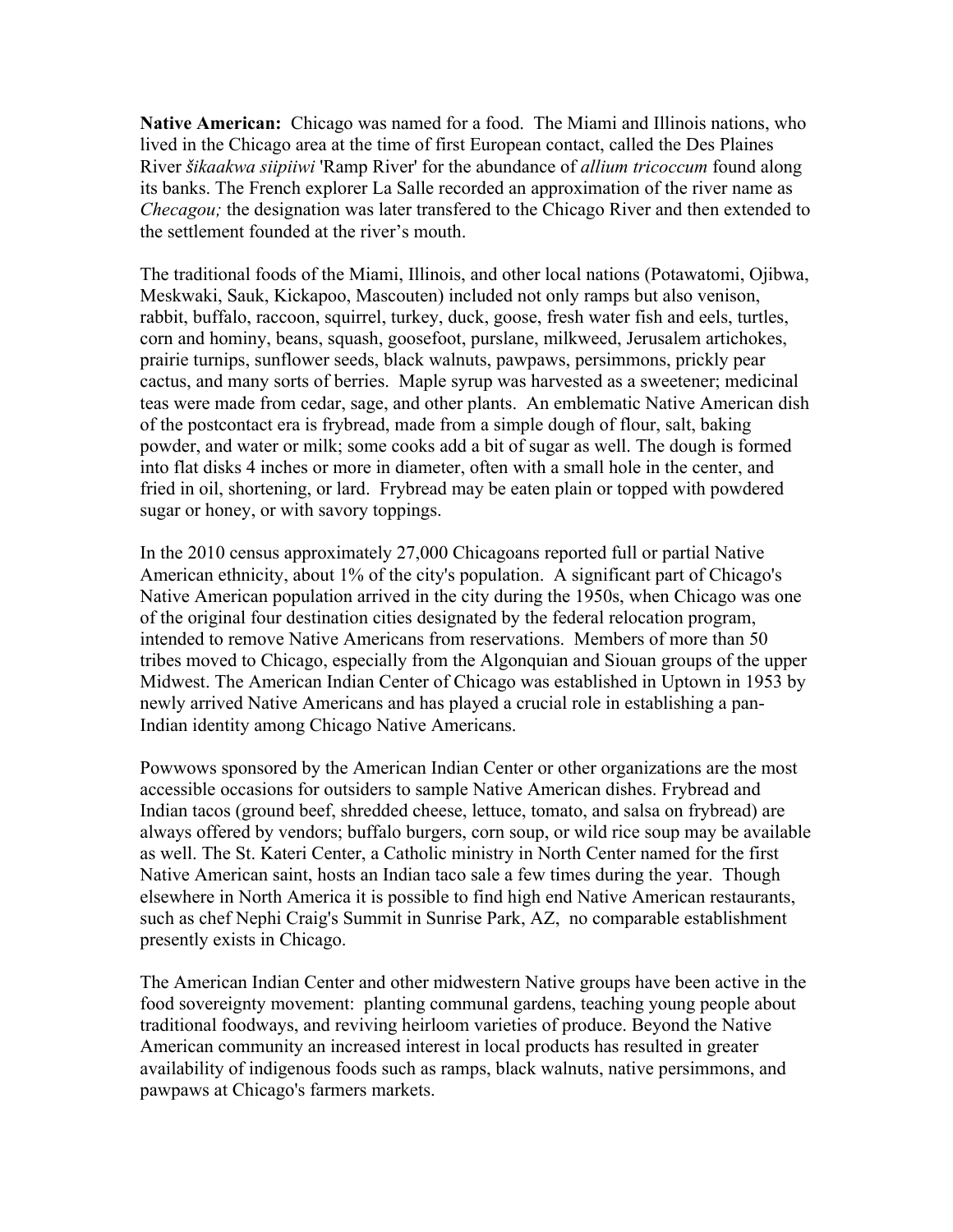**Native American:** Chicago was named for a food. The Miami and Illinois nations, who lived in the Chicago area at the time of first European contact, called the Des Plaines River *šikaakwa siipiiwi* 'Ramp River' for the abundance of *allium tricoccum* found along its banks. The French explorer La Salle recorded an approximation of the river name as *Checagou;* the designation was later transfered to the Chicago River and then extended to the settlement founded at the river's mouth.

The traditional foods of the Miami, Illinois, and other local nations (Potawatomi, Ojibwa, Meskwaki, Sauk, Kickapoo, Mascouten) included not only ramps but also venison, rabbit, buffalo, raccoon, squirrel, turkey, duck, goose, fresh water fish and eels, turtles, corn and hominy, beans, squash, goosefoot, purslane, milkweed, Jerusalem artichokes, prairie turnips, sunflower seeds, black walnuts, pawpaws, persimmons, prickly pear cactus, and many sorts of berries. Maple syrup was harvested as a sweetener; medicinal teas were made from cedar, sage, and other plants. An emblematic Native American dish of the postcontact era is frybread, made from a simple dough of flour, salt, baking powder, and water or milk; some cooks add a bit of sugar as well. The dough is formed into flat disks 4 inches or more in diameter, often with a small hole in the center, and fried in oil, shortening, or lard. Frybread may be eaten plain or topped with powdered sugar or honey, or with savory toppings.

In the 2010 census approximately 27,000 Chicagoans reported full or partial Native American ethnicity, about 1% of the city's population. A significant part of Chicago's Native American population arrived in the city during the 1950s, when Chicago was one of the original four destination cities designated by the federal relocation program, intended to remove Native Americans from reservations. Members of more than 50 tribes moved to Chicago, especially from the Algonquian and Siouan groups of the upper Midwest. The American Indian Center of Chicago was established in Uptown in 1953 by newly arrived Native Americans and has played a crucial role in establishing a pan-Indian identity among Chicago Native Americans.

Powwows sponsored by the American Indian Center or other organizations are the most accessible occasions for outsiders to sample Native American dishes. Frybread and Indian tacos (ground beef, shredded cheese, lettuce, tomato, and salsa on frybread) are always offered by vendors; buffalo burgers, corn soup, or wild rice soup may be available as well. The St. Kateri Center, a Catholic ministry in North Center named for the first Native American saint, hosts an Indian taco sale a few times during the year. Though elsewhere in North America it is possible to find high end Native American restaurants, such as chef Nephi Craig's Summit in Sunrise Park, AZ, no comparable establishment presently exists in Chicago.

The American Indian Center and other midwestern Native groups have been active in the food sovereignty movement: planting communal gardens, teaching young people about traditional foodways, and reviving heirloom varieties of produce. Beyond the Native American community an increased interest in local products has resulted in greater availability of indigenous foods such as ramps, black walnuts, native persimmons, and pawpaws at Chicago's farmers markets.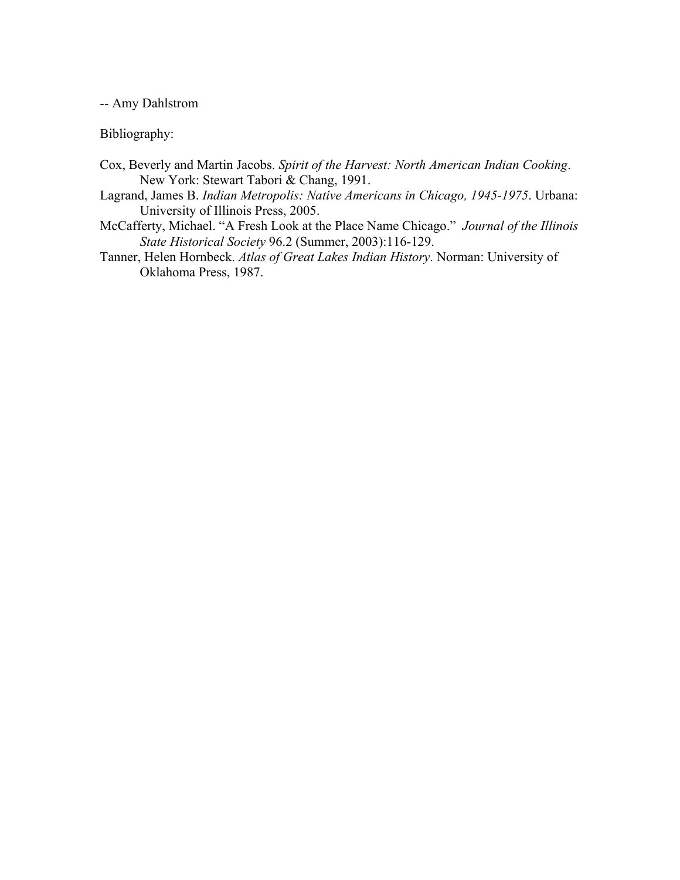-- Amy Dahlstrom

Bibliography:

Cox, Beverly and Martin Jacobs. *Spirit of the Harvest: North American Indian Cooking*. New York: Stewart Tabori & Chang, 1991.

Lagrand, James B. *Indian Metropolis: Native Americans in Chicago, 1945-1975*. Urbana: University of Illinois Press, 2005.

McCafferty, Michael. "A Fresh Look at the Place Name Chicago." *Journal of the Illinois State Historical Society* 96.2 (Summer, 2003):116-129.

Tanner, Helen Hornbeck. *Atlas of Great Lakes Indian History*. Norman: University of Oklahoma Press, 1987.